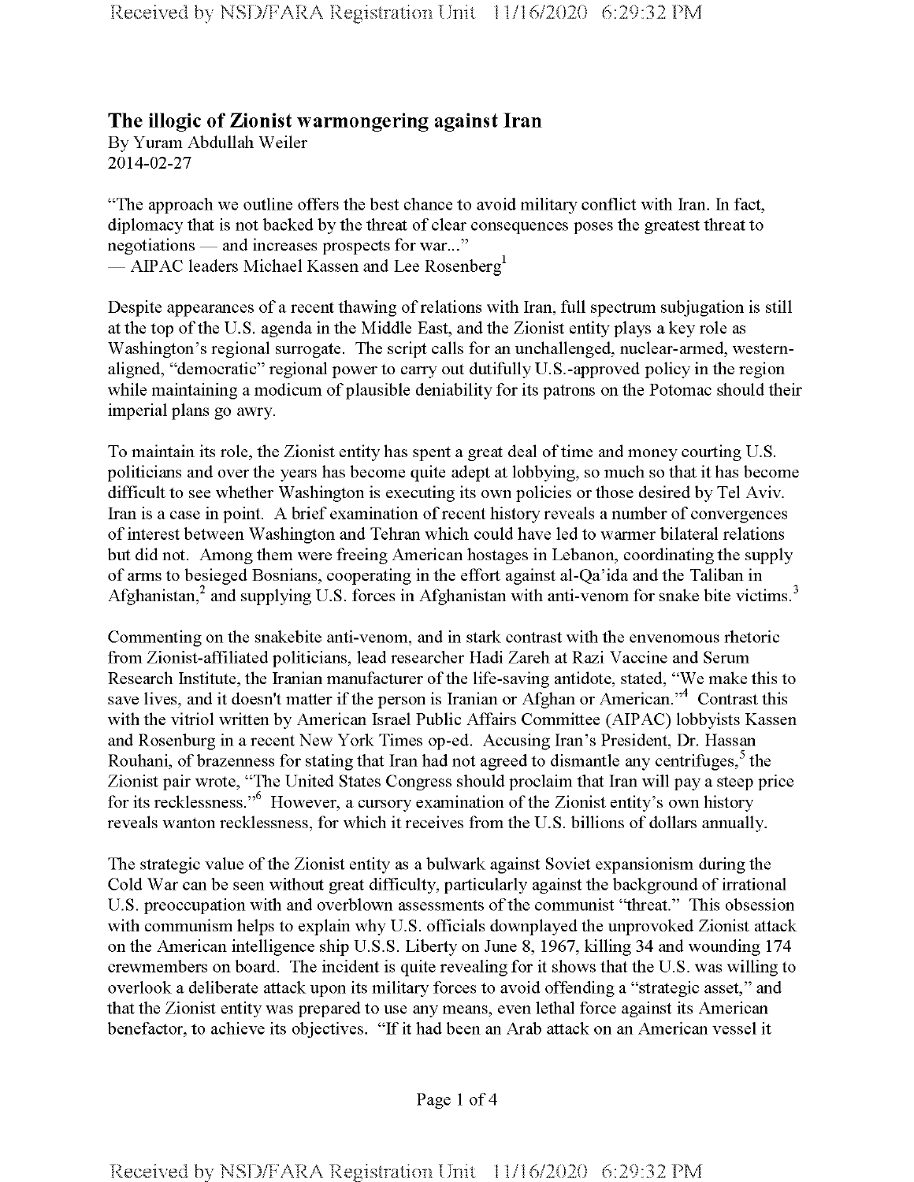# The illogic of Zionist warmongering against Iran

By Yuram Abdullah Weiler
2014-02-27

"The approach we outline offers the best chance to avoid military conflict with Iran. In fact, diplomacy that is not backed by the threat of clear consequences poses the greatest threat to negotiations — and increases prospects for war..."
— AIPAC leaders Michael Kassen and Lee Rosenberg[1]

Despite appearances of a recent thawing of relations with Iran, full spectrum subjugation is still at the top of the U.S. agenda in the Middle East, and the Zionist entity plays a key role as Washington's regional surrogate. The script calls for an unchallenged, nuclear-armed, western-aligned, "democratic" regional power to carry out dutifully U.S.-approved policy in the region while maintaining a modicum of plausible deniability for its patrons on the Potomac should their imperial plans go awry.

To maintain its role, the Zionist entity has spent a great deal of time and money courting U.S. politicians and over the years has become quite adept at lobbying, so much so that it has become difficult to see whether Washington is executing its own policies or those desired by Tel Aviv. Iran is a case in point. A brief examination of recent history reveals a number of convergences of interest between Washington and Tehran which could have led to warmer bilateral relations but did not. Among them were freeing American hostages in Lebanon, coordinating the supply of arms to besieged Bosnians, cooperating in the effort against al-Qa'ida and the Taliban in Afghanistan,[2] and supplying U.S. forces in Afghanistan with anti-venom for snake bite victims.[3]

Commenting on the snakebite anti-venom, and in stark contrast with the envenomous rhetoric from Zionist-affiliated politicians, lead researcher Hadi Zareh at Razi Vaccine and Serum Research Institute, the Iranian manufacturer of the life-saving antidote, stated, "We make this to save lives, and it doesn't matter if the person is Iranian or Afghan or American."[4] Contrast this with the vitriol written by American Israel Public Affairs Committee (AIPAC) lobbyists Kassen and Rosenburg in a recent New York Times op-ed. Accusing Iran's President, Dr. Hassan Rouhani, of brazenness for stating that Iran had not agreed to dismantle any centrifuges,[5] the Zionist pair wrote, "The United States Congress should proclaim that Iran will pay a steep price for its recklessness."[6] However, a cursory examination of the Zionist entity's own history reveals wanton recklessness, for which it receives from the U.S. billions of dollars annually.

The strategic value of the Zionist entity as a bulwark against Soviet expansionism during the Cold War can be seen without great difficulty, particularly against the background of irrational U.S. preoccupation with and overblown assessments of the communist "threat." This obsession with communism helps to explain why U.S. officials downplayed the unprovoked Zionist attack on the American intelligence ship U.S.S. Liberty on June 8, 1967, killing 34 and wounding 174 crewmembers on board. The incident is quite revealing for it shows that the U.S. was willing to overlook a deliberate attack upon its military forces to avoid offending a "strategic asset," and that the Zionist entity was prepared to use any means, even lethal force against its American benefactor, to achieve its objectives. "If it had been an Arab attack on an American vessel it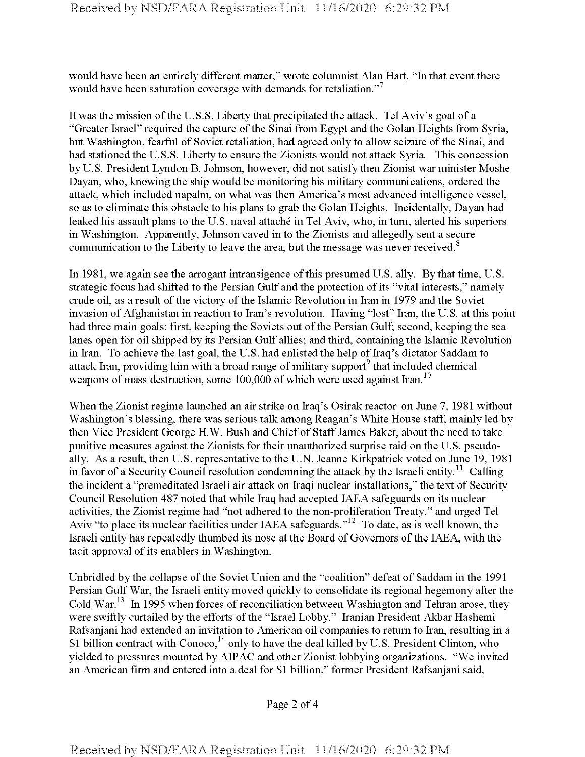would have been an entirely different matter," wrote columnist Alan Hart, "In that event there would have been saturation coverage with demands for retaliation."[7]

It was the mission of the U.S.S. Liberty that precipitated the attack. Tel Aviv's goal of a "Greater Israel" required the capture of the Sinai from Egypt and the Golan Heights from Syria, but Washington, fearful of Soviet retaliation, had agreed only to allow seizure of the Sinai, and had stationed the U.S.S. Liberty to ensure the Zionists would not attack Syria. This concession by U.S. President Lyndon B. Johnson, however, did not satisfy then Zionist war minister Moshe Dayan, who, knowing the ship would be monitoring his military communications, ordered the attack, which included napalm, on what was then America's most advanced intelligence vessel, so as to eliminate this obstacle to his plans to grab the Golan Heights. Incidentally, Dayan had leaked his assault plans to the U.S. naval attaché in Tel Aviv, who, in turn, alerted his superiors in Washington. Apparently, Johnson caved in to the Zionists and allegedly sent a secure communication to the Liberty to leave the area, but the message was never received.[8]

In 1981, we again see the arrogant intransigence of this presumed U.S. ally. By that time, U.S. strategic focus had shifted to the Persian Gulf and the protection of its "vital interests," namely crude oil, as a result of the victory of the Islamic Revolution in Iran in 1979 and the Soviet invasion of Afghanistan in reaction to Iran's revolution. Having "lost" Iran, the U.S. at this point had three main goals: first, keeping the Soviets out of the Persian Gulf; second, keeping the sea lanes open for oil shipped by its Persian Gulf allies; and third, containing the Islamic Revolution in Iran. To achieve the last goal, the U.S. had enlisted the help of Iraq's dictator Saddam to attack Iran, providing him with a broad range of military support[9] that included chemical weapons of mass destruction, some 100,000 of which were used against Iran.[10]

When the Zionist regime launched an air strike on Iraq's Osirak reactor on June 7, 1981 without Washington's blessing, there was serious talk among Reagan's White House staff, mainly led by then Vice President George H.W. Bush and Chief of Staff James Baker, about the need to take punitive measures against the Zionists for their unauthorized surprise raid on the U.S. pseudo-ally. As a result, then U.S. representative to the U.N. Jeanne Kirkpatrick voted on June 19, 1981 in favor of a Security Council resolution condemning the attack by the Israeli entity.[11] Calling the incident a "premeditated Israeli air attack on Iraqi nuclear installations," the text of Security Council Resolution 487 noted that while Iraq had accepted IAEA safeguards on its nuclear activities, the Zionist regime had "not adhered to the non-proliferation Treaty," and urged Tel Aviv "to place its nuclear facilities under IAEA safeguards."[12] To date, as is well known, the Israeli entity has repeatedly thumbed its nose at the Board of Governors of the IAEA, with the tacit approval of its enablers in Washington.

Unbridled by the collapse of the Soviet Union and the "coalition" defeat of Saddam in the 1991 Persian Gulf War, the Israeli entity moved quickly to consolidate its regional hegemony after the Cold War.[13] In 1995 when forces of reconciliation between Washington and Tehran arose, they were swiftly curtailed by the efforts of the "Israel Lobby." Iranian President Akbar Hashemi Rafsanjani had extended an invitation to American oil companies to return to Iran, resulting in a $1 billion contract with Conoco,[14] only to have the deal killed by U.S. President Clinton, who yielded to pressures mounted by AIPAC and other Zionist lobbying organizations. "We invited an American firm and entered into a deal for $1 billion," former President Rafsanjani said,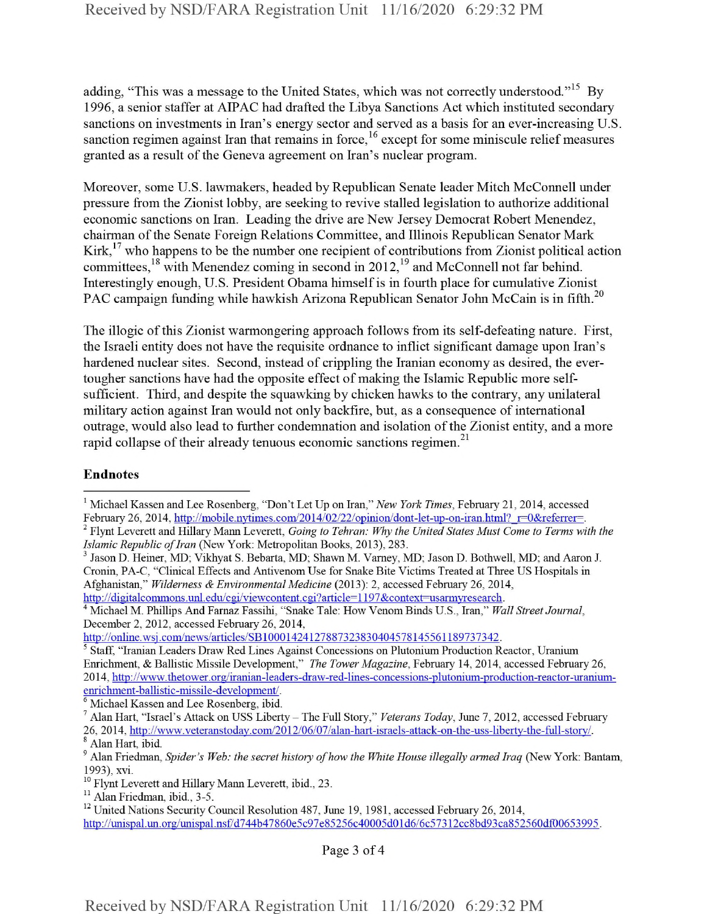adding, "This was a message to the United States, which was not correctly understood."[15] By 1996, a senior staffer at AIPAC had drafted the Libya Sanctions Act which instituted secondary sanctions on investments in Iran's energy sector and served as a basis for an ever-increasing U.S. sanction regimen against Iran that remains in force,[16] except for some miniscule relief measures granted as a result of the Geneva agreement on Iran's nuclear program.

Moreover, some U.S. lawmakers, headed by Republican Senate leader Mitch McConnell under pressure from the Zionist lobby, are seeking to revive stalled legislation to authorize additional economic sanctions on Iran. Leading the drive are New Jersey Democrat Robert Menendez, chairman of the Senate Foreign Relations Committee, and Illinois Republican Senator Mark Kirk,[17] who happens to be the number one recipient of contributions from Zionist political action committees,[18] with Menendez coming in second in 2012,[19] and McConnell not far behind. Interestingly enough, U.S. President Obama himself is in fourth place for cumulative Zionist PAC campaign funding while hawkish Arizona Republican Senator John McCain is in fifth.[20]

The illogic of this Zionist warmongering approach follows from its self-defeating nature. First, the Israeli entity does not have the requisite ordnance to inflict significant damage upon Iran's hardened nuclear sites. Second, instead of crippling the Iranian economy as desired, the ever-tougher sanctions have had the opposite effect of making the Islamic Republic more self-sufficient. Third, and despite the squawking by chicken hawks to the contrary, any unilateral military action against Iran would not only backfire, but, as a consequence of international outrage, would also lead to further condemnation and isolation of the Zionist entity, and a more rapid collapse of their already tenuous economic sanctions regimen.[21]

### Endnotes

[1] Michael Kassen and Lee Rosenberg, "Don't Let Up on Iran," *New York Times*, February 21, 2014, accessed February 26, 2014, http://mobile.nytimes.com/2014/02/22/opinion/dont-let-up-on-iran.html?_r=0&referrer=.

[2] Flynt Leverett and Hillary Mann Leverett, *Going to Tehran: Why the United States Must Come to Terms with the Islamic Republic of Iran* (New York: Metropolitan Books, 2013), 283.

[3] Jason D. Heiner, MD; Vikhyat S. Bebarta, MD; Shawn M. Varney, MD; Jason D. Bothwell, MD; and Aaron J. Cronin, PA-C, "Clinical Effects and Antivenom Use for Snake Bite Victims Treated at Three US Hospitals in Afghanistan," *Wilderness & Environmental Medicine* (2013): 2, accessed February 26, 2014, http://digitalcommons.unl.edu/cgi/viewcontent.cgi?article=1197&context=usarmyresearch.

[4] Michael M. Phillips And Farnaz Fassihi, "Snake Tale: How Venom Binds U.S., Iran," *Wall Street Journal*, December 2, 2012, accessed February 26, 2014, http://online.wsj.com/news/articles/SB10001424127887323830404578145561189737342.

[5] Staff, "Iranian Leaders Draw Red Lines Against Concessions on Plutonium Production Reactor, Uranium Enrichment, & Ballistic Missile Development," *The Tower Magazine*, February 14, 2014, accessed February 26, 2014, http://www.thetower.org/iranian-leaders-draw-red-lines-concessions-plutonium-production-reactor-uranium-enrichment-ballistic-missile-development/.

[6] Michael Kassen and Lee Rosenberg, ibid.

[7] Alan Hart, "Israel's Attack on USS Liberty – The Full Story," *Veterans Today*, June 7, 2012, accessed February 26, 2014, http://www.veteranstoday.com/2012/06/07/alan-hart-israels-attack-on-the-uss-liberty-the-full-story/.

[8] Alan Hart, ibid.

[9] Alan Friedman, *Spider's Web: the secret history of how the White House illegally armed Iraq* (New York: Bantam, 1993), xvi.

[10] Flynt Leverett and Hillary Mann Leverett, ibid., 23.

[11] Alan Friedman, ibid., 3-5.

[12] United Nations Security Council Resolution 487, June 19, 1981, accessed February 26, 2014, http://unispal.un.org/unispal.nsf/d744b47860e5c97e85256c40005d01d6/6c57312cc8bd93ca852560df00653995.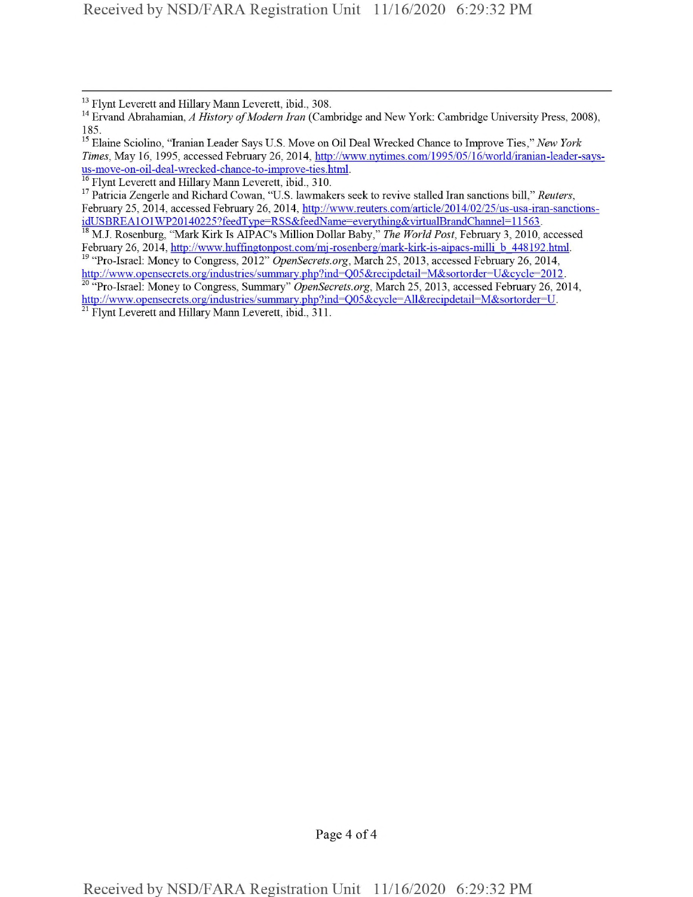[13] Flynt Leverett and Hillary Mann Leverett, ibid., 308.

[14] Ervand Abrahamian, *A History of Modern Iran* (Cambridge and New York: Cambridge University Press, 2008), 185.

[15] Elaine Sciolino, "Iranian Leader Says U.S. Move on Oil Deal Wrecked Chance to Improve Ties," *New York Times*, May 16, 1995, accessed February 26, 2014, http://www.nytimes.com/1995/05/16/world/iranian-leader-says-us-move-on-oil-deal-wrecked-chance-to-improve-ties.html.

[16] Flynt Leverett and Hillary Mann Leverett, ibid., 310.

[17] Patricia Zengerle and Richard Cowan, "U.S. lawmakers seek to revive stalled Iran sanctions bill," *Reuters*, February 25, 2014, accessed February 26, 2014, http://www.reuters.com/article/2014/02/25/us-usa-iran-sanctions-idUSBREA1O1WP20140225?feedType=RSS&feedName=everything&virtualBrandChannel=11563.

[18] M.J. Rosenburg, "Mark Kirk Is AIPAC's Million Dollar Baby," *The World Post*, February 3, 2010, accessed February 26, 2014, http://www.huffingtonpost.com/mj-rosenberg/mark-kirk-is-aipacs-milli_b_448192.html.

[19] "Pro-Israel: Money to Congress, 2012" *OpenSecrets.org*, March 25, 2013, accessed February 26, 2014, http://www.opensecrets.org/industries/summary.php?ind=Q05&recipdetail=M&sortorder=U&cycle=2012.

[20] "Pro-Israel: Money to Congress, Summary" *OpenSecrets.org*, March 25, 2013, accessed February 26, 2014, http://www.opensecrets.org/industries/summary.php?ind=Q05&cycle=All&recipdetail=M&sortorder=U.

[21] Flynt Leverett and Hillary Mann Leverett, ibid., 311.